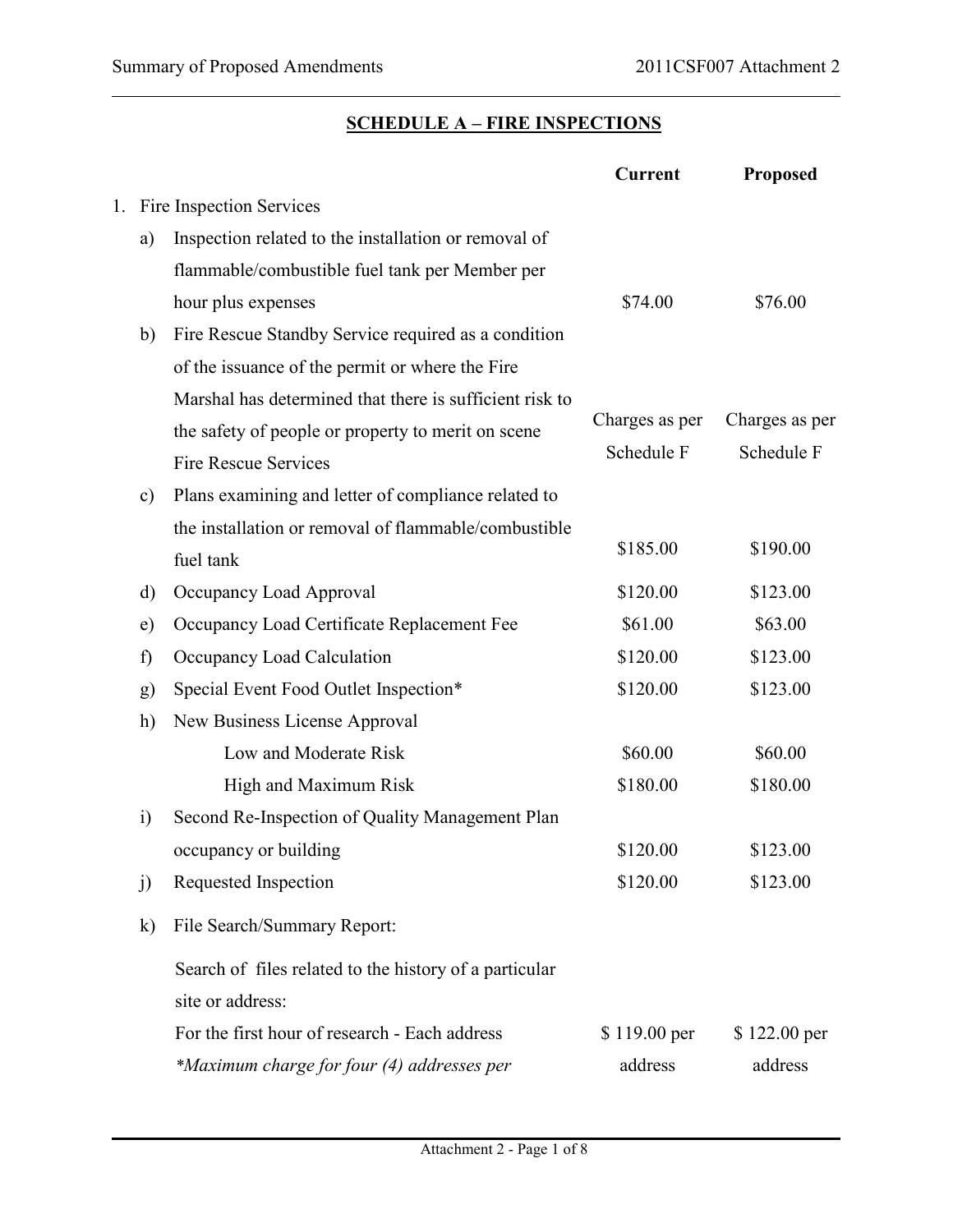## SCHEDULE A – FIRE INSPECTIONS

| | | Current | Proposed |
|---|---|---|---|
| 1. | Fire Inspection Services | | |
| a) | Inspection related to the installation or removal of flammable/combustible fuel tank per Member per hour plus expenses | $74.00 | $76.00 |
| b) | Fire Rescue Standby Service required as a condition of the issuance of the permit or where the Fire Marshal has determined that there is sufficient risk to the safety of people or property to merit on scene Fire Rescue Services | Charges as per Schedule F | Charges as per Schedule F |
| c) | Plans examining and letter of compliance related to the installation or removal of flammable/combustible fuel tank | $185.00 | $190.00 |
| d) | Occupancy Load Approval | $120.00 | $123.00 |
| e) | Occupancy Load Certificate Replacement Fee | $61.00 | $63.00 |
| f) | Occupancy Load Calculation | $120.00 | $123.00 |
| g) | Special Event Food Outlet Inspection* | $120.00 | $123.00 |
| h) | New Business License Approval | | |
| | Low and Moderate Risk | $60.00 | $60.00 |
| | High and Maximum Risk | $180.00 | $180.00 |
| i) | Second Re-Inspection of Quality Management Plan occupancy or building | $120.00 | $123.00 |
| j) | Requested Inspection | $120.00 | $123.00 |
| k) | File Search/Summary Report: | | |
| | Search of files related to the history of a particular site or address: | | |
| | For the first hour of research - Each address | $ 119.00 per address | $ 122.00 per address |
| | *Maximum charge for four (4) addresses per* | | |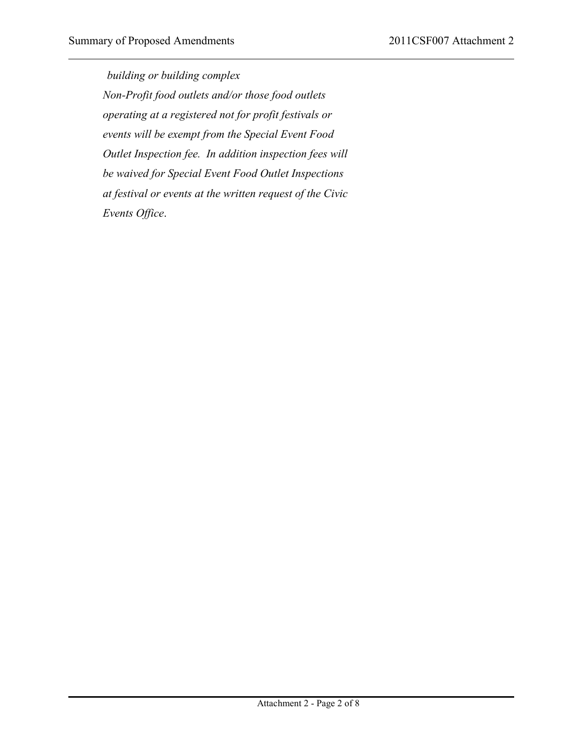*building or building complex*

*Non-Profit food outlets and/or those food outlets operating at a registered not for profit festivals or events will be exempt from the Special Event Food Outlet Inspection fee. In addition inspection fees will be waived for Special Event Food Outlet Inspections at festival or events at the written request of the Civic Events Office.*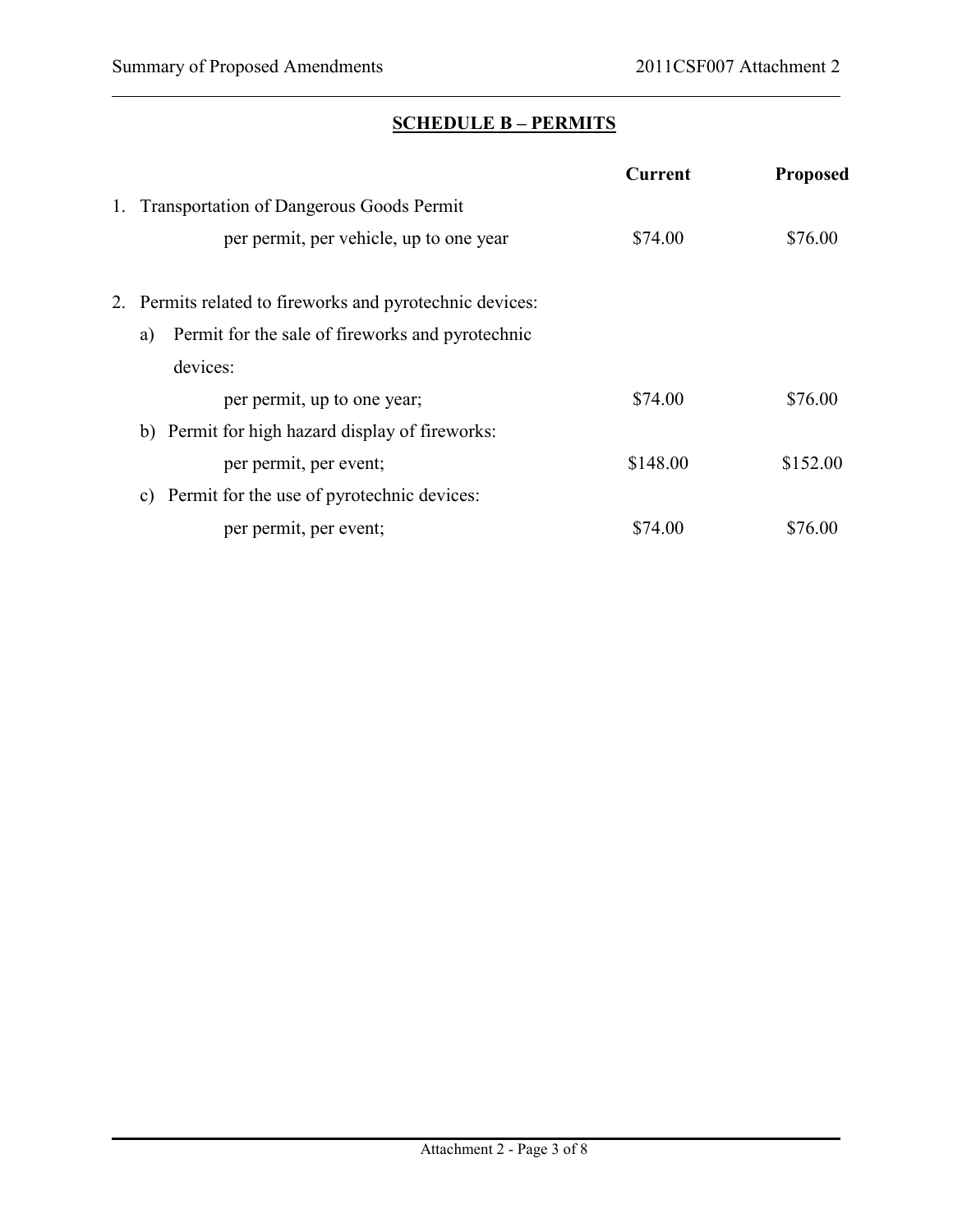## SCHEDULE B – PERMITS

| | Current | Proposed |
|---|---|---|
| 1. Transportation of Dangerous Goods Permit | | |
| per permit, per vehicle, up to one year | \$74.00 | \$76.00 |
| 2. Permits related to fireworks and pyrotechnic devices: | | |
| a) Permit for the sale of fireworks and pyrotechnic devices: | | |
| per permit, up to one year; | \$74.00 | \$76.00 |
| b) Permit for high hazard display of fireworks: | | |
| per permit, per event; | \$148.00 | \$152.00 |
| c) Permit for the use of pyrotechnic devices: | | |
| per permit, per event; | \$74.00 | \$76.00 |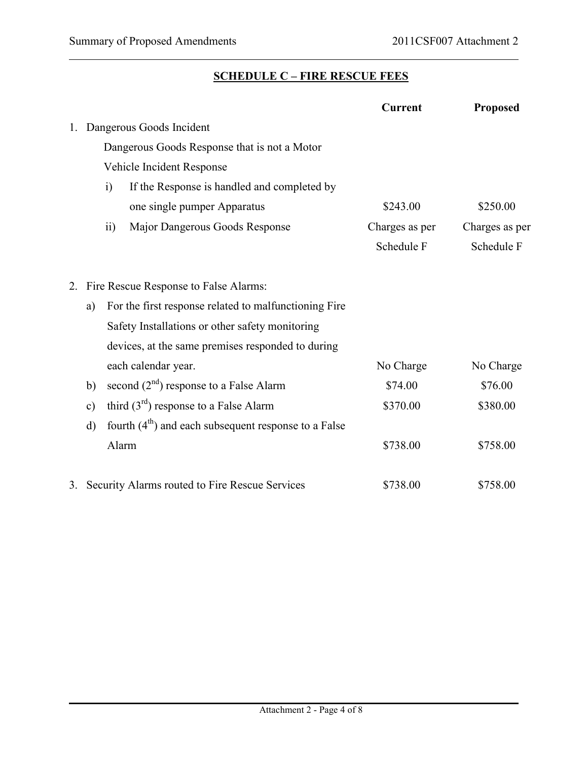## SCHEDULE C – FIRE RESCUE FEES

| | Current | Proposed |
|---|---|---|
| 1. Dangerous Goods Incident | | |
| Dangerous Goods Response that is not a Motor Vehicle Incident Response | | |
| i) If the Response is handled and completed by one single pumper Apparatus | \$243.00 | \$250.00 |
| ii) Major Dangerous Goods Response | Charges as per Schedule F | Charges as per Schedule F |
| 2. Fire Rescue Response to False Alarms: | | |
| a) For the first response related to malfunctioning Fire Safety Installations or other safety monitoring devices, at the same premises responded to during each calendar year. | No Charge | No Charge |
| b) second (2nd) response to a False Alarm | \$74.00 | \$76.00 |
| c) third (3rd) response to a False Alarm | \$370.00 | \$380.00 |
| d) fourth (4th) and each subsequent response to a False Alarm | \$738.00 | \$758.00 |
| 3. Security Alarms routed to Fire Rescue Services | \$738.00 | \$758.00 |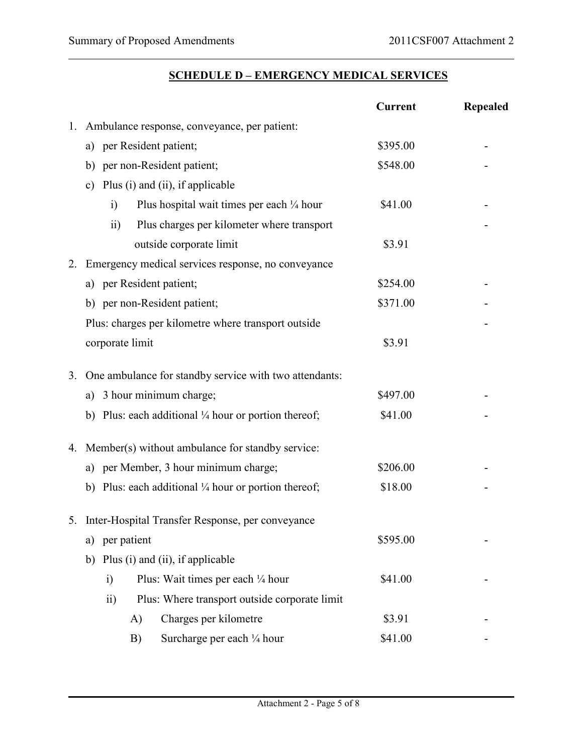## SCHEDULE D – EMERGENCY MEDICAL SERVICES

| | Current | Repealed |
|---|---|---|
| 1. Ambulance response, conveyance, per patient: | | |
| a) per Resident patient; | $395.00 | - |
| b) per non-Resident patient; | $548.00 | - |
| c) Plus (i) and (ii), if applicable | | |
| i) Plus hospital wait times per each ¼ hour | $41.00 | - |
| ii) Plus charges per kilometer where transport outside corporate limit | $3.91 | - |
| 2. Emergency medical services response, no conveyance | | |
| a) per Resident patient; | $254.00 | - |
| b) per non-Resident patient; | $371.00 | - |
| Plus: charges per kilometre where transport outside corporate limit | $3.91 | - |
| 3. One ambulance for standby service with two attendants: | | |
| a) 3 hour minimum charge; | $497.00 | - |
| b) Plus: each additional ¼ hour or portion thereof; | $41.00 | - |
| 4. Member(s) without ambulance for standby service: | | |
| a) per Member, 3 hour minimum charge; | $206.00 | - |
| b) Plus: each additional ¼ hour or portion thereof; | $18.00 | - |
| 5. Inter-Hospital Transfer Response, per conveyance | | |
| a) per patient | $595.00 | - |
| b) Plus (i) and (ii), if applicable | | |
| i) Plus: Wait times per each ¼ hour | $41.00 | - |
| ii) Plus: Where transport outside corporate limit | | |
| A) Charges per kilometre | $3.91 | - |
| B) Surcharge per each ¼ hour | $41.00 | - |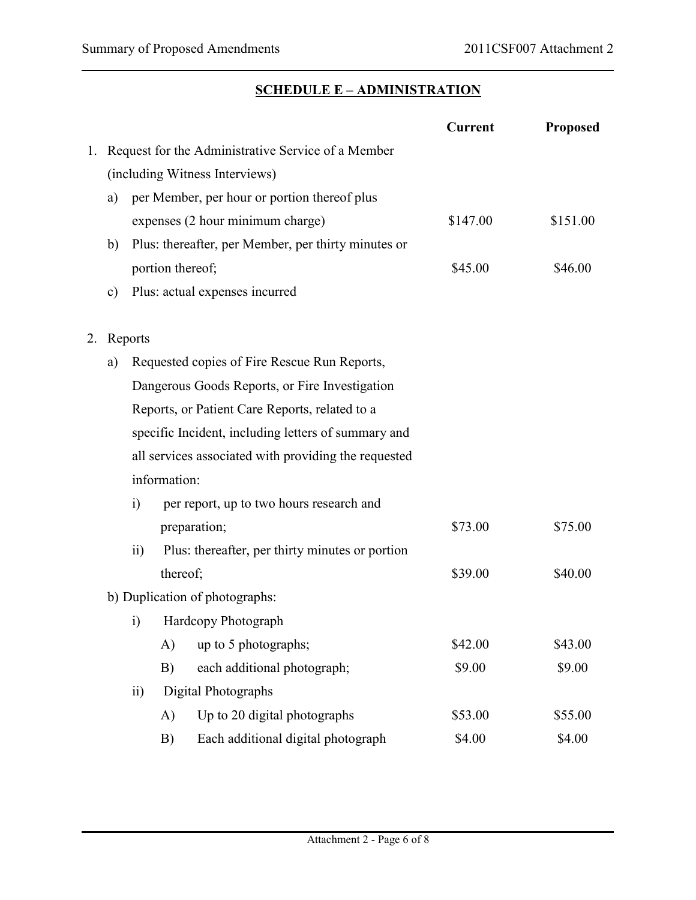## SCHEDULE E – ADMINISTRATION

| | Current | Proposed |
|---|---|---|
| 1. Request for the Administrative Service of a Member (including Witness Interviews) | | |
| a) per Member, per hour or portion thereof plus expenses (2 hour minimum charge) | $147.00 | $151.00 |
| b) Plus: thereafter, per Member, per thirty minutes or portion thereof; | $45.00 | $46.00 |
| c) Plus: actual expenses incurred | | |
| 2. Reports | | |
| a) Requested copies of Fire Rescue Run Reports, Dangerous Goods Reports, or Fire Investigation Reports, or Patient Care Reports, related to a specific Incident, including letters of summary and all services associated with providing the requested information: | | |
| i) per report, up to two hours research and preparation; | $73.00 | $75.00 |
| ii) Plus: thereafter, per thirty minutes or portion thereof; | $39.00 | $40.00 |
| b) Duplication of photographs: | | |
| i) Hardcopy Photograph | | |
| A) up to 5 photographs; | $42.00 | $43.00 |
| B) each additional photograph; | $9.00 | $9.00 |
| ii) Digital Photographs | | |
| A) Up to 20 digital photographs | $53.00 | $55.00 |
| B) Each additional digital photograph | $4.00 | $4.00 |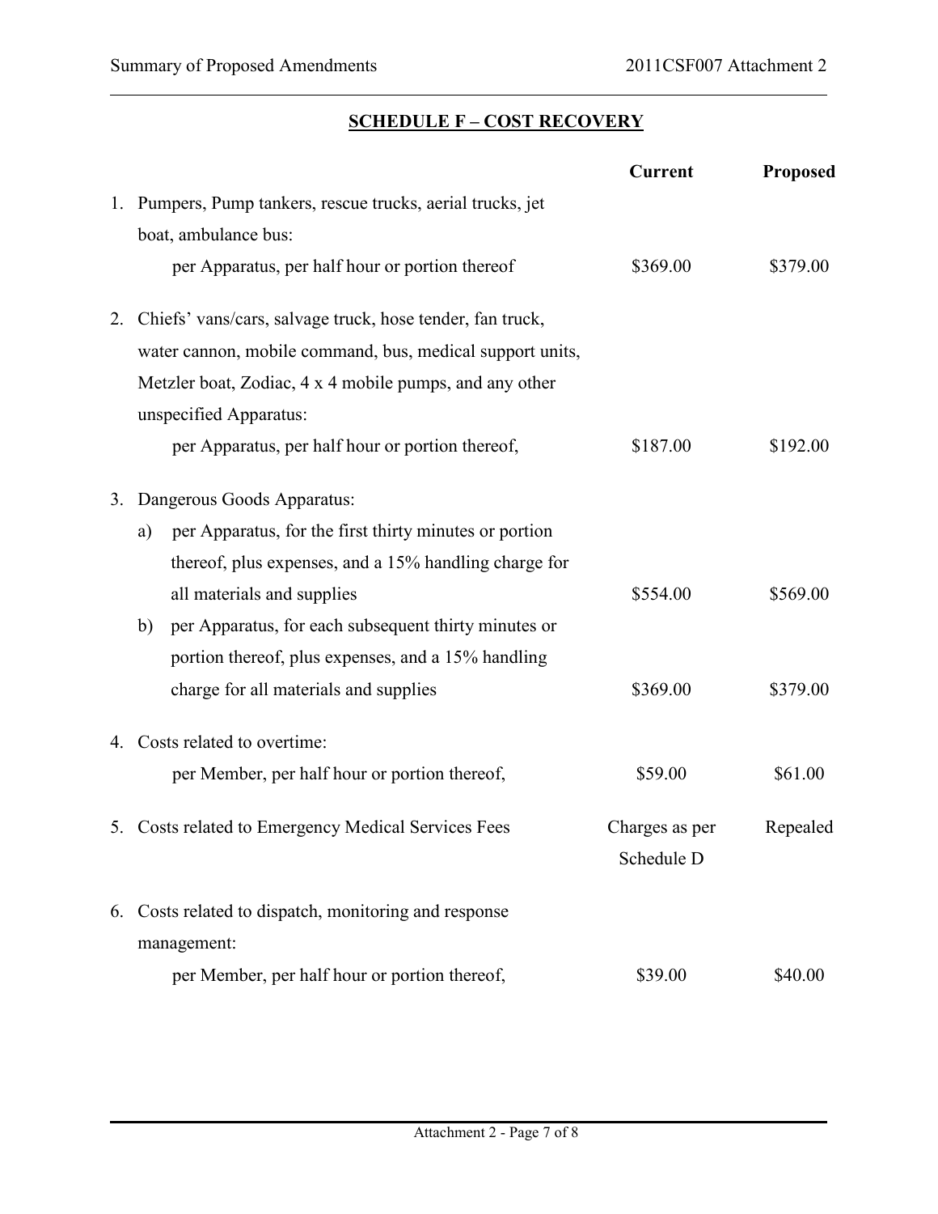## SCHEDULE F – COST RECOVERY

| | Current | Proposed |
|---|---|---|
| 1. Pumpers, Pump tankers, rescue trucks, aerial trucks, jet boat, ambulance bus: per Apparatus, per half hour or portion thereof | $369.00 | $379.00 |
| 2. Chiefs' vans/cars, salvage truck, hose tender, fan truck, water cannon, mobile command, bus, medical support units, Metzler boat, Zodiac, 4 x 4 mobile pumps, and any other unspecified Apparatus: per Apparatus, per half hour or portion thereof, | $187.00 | $192.00 |
| 3. Dangerous Goods Apparatus: | | |
| a) per Apparatus, for the first thirty minutes or portion thereof, plus expenses, and a 15% handling charge for all materials and supplies | $554.00 | $569.00 |
| b) per Apparatus, for each subsequent thirty minutes or portion thereof, plus expenses, and a 15% handling charge for all materials and supplies | $369.00 | $379.00 |
| 4. Costs related to overtime: per Member, per half hour or portion thereof, | $59.00 | $61.00 |
| 5. Costs related to Emergency Medical Services Fees | Charges as per Schedule D | Repealed |
| 6. Costs related to dispatch, monitoring and response management: per Member, per half hour or portion thereof, | $39.00 | $40.00 |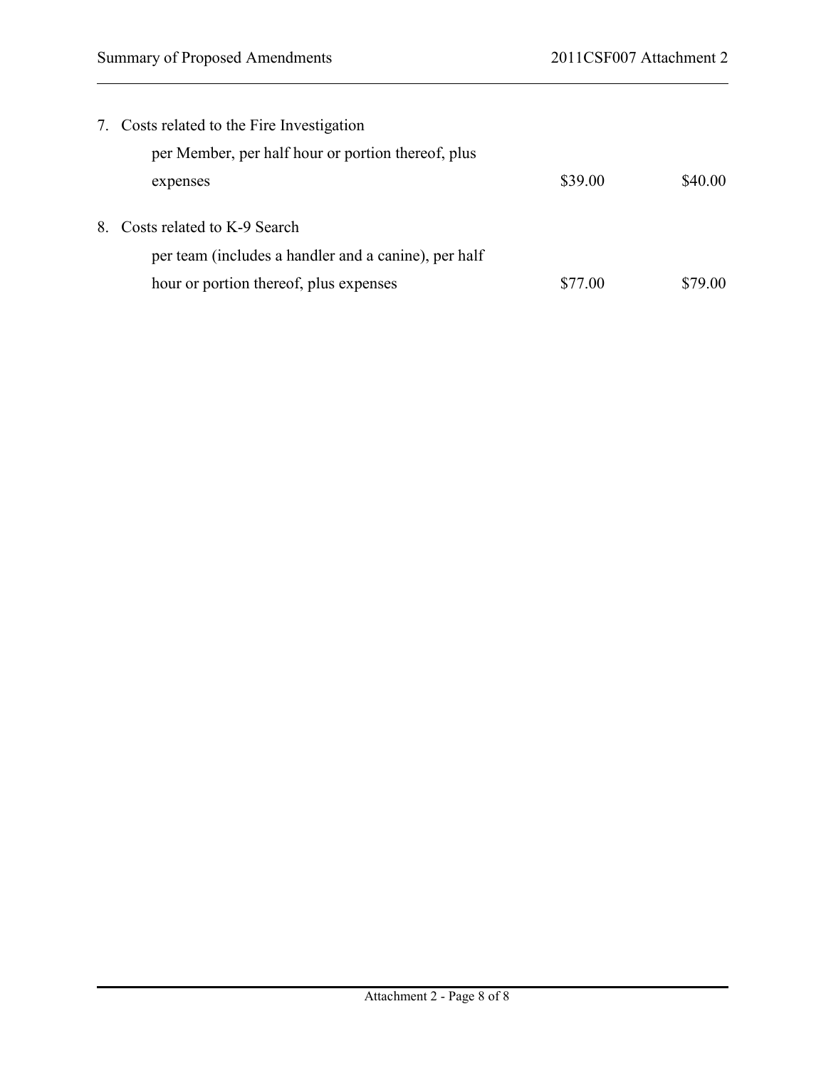| | | |
|---|---|---|
| 7. Costs related to the Fire Investigation per Member, per half hour or portion thereof, plus expenses | \$39.00 | \$40.00 |
| 8. Costs related to K-9 Search per team (includes a handler and a canine), per half hour or portion thereof, plus expenses | \$77.00 | \$79.00 |